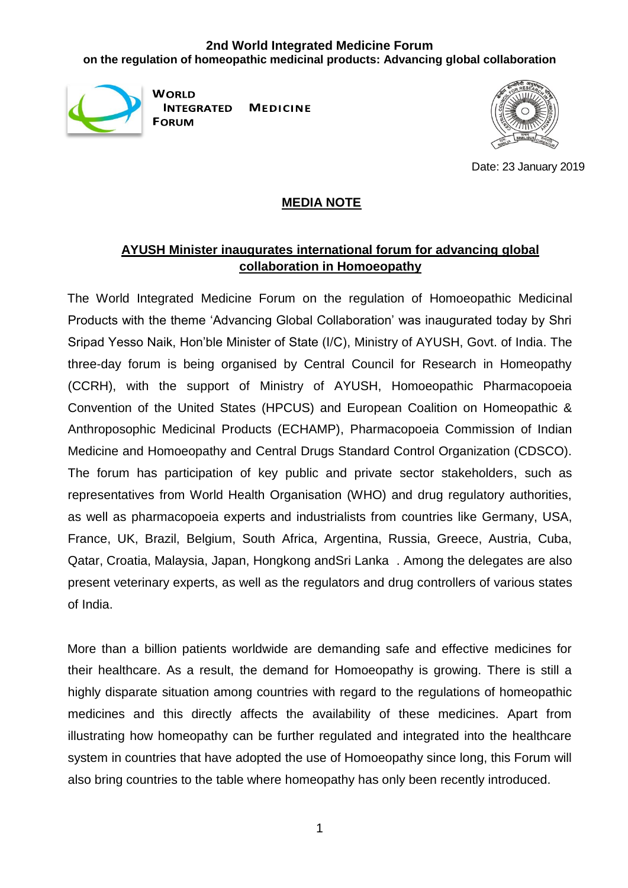**2nd World Integrated Medicine Forum**
**on the regulation of homeopathic medicinal products: Advancing global collaboration**

WORLD INTEGRATED MEDICINE FORUM

Date: 23 January 2019

## MEDIA NOTE

### AYUSH Minister inaugurates international forum for advancing global collaboration in Homoeopathy

The World Integrated Medicine Forum on the regulation of Homoeopathic Medicinal Products with the theme 'Advancing Global Collaboration' was inaugurated today by Shri Sripad Yesso Naik, Hon'ble Minister of State (I/C), Ministry of AYUSH, Govt. of India. The three-day forum is being organised by Central Council for Research in Homeopathy (CCRH), with the support of Ministry of AYUSH, Homoeopathic Pharmacopoeia Convention of the United States (HPCUS) and European Coalition on Homeopathic & Anthroposophic Medicinal Products (ECHAMP), Pharmacopoeia Commission of Indian Medicine and Homoeopathy and Central Drugs Standard Control Organization (CDSCO). The forum has participation of key public and private sector stakeholders, such as representatives from World Health Organisation (WHO) and drug regulatory authorities, as well as pharmacopoeia experts and industrialists from countries like Germany, USA, France, UK, Brazil, Belgium, South Africa, Argentina, Russia, Greece, Austria, Cuba, Qatar, Croatia, Malaysia, Japan, Hongkong andSri Lanka . Among the delegates are also present veterinary experts, as well as the regulators and drug controllers of various states of India.

More than a billion patients worldwide are demanding safe and effective medicines for their healthcare. As a result, the demand for Homoeopathy is growing. There is still a highly disparate situation among countries with regard to the regulations of homeopathic medicines and this directly affects the availability of these medicines. Apart from illustrating how homeopathy can be further regulated and integrated into the healthcare system in countries that have adopted the use of Homoeopathy since long, this Forum will also bring countries to the table where homeopathy has only been recently introduced.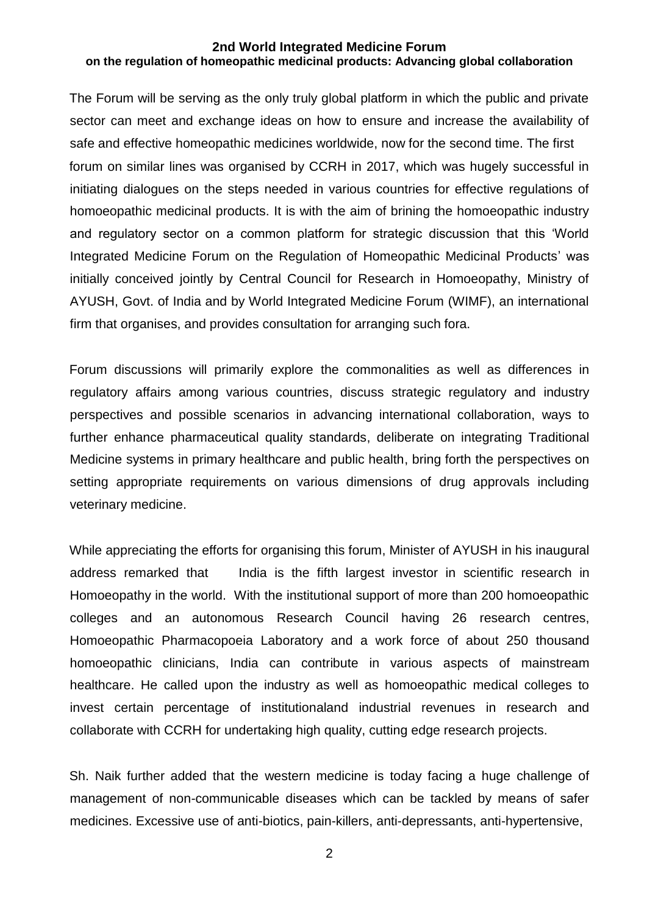**2nd World Integrated Medicine Forum**
**on the regulation of homeopathic medicinal products: Advancing global collaboration**

The Forum will be serving as the only truly global platform in which the public and private sector can meet and exchange ideas on how to ensure and increase the availability of safe and effective homeopathic medicines worldwide, now for the second time. The first forum on similar lines was organised by CCRH in 2017, which was hugely successful in initiating dialogues on the steps needed in various countries for effective regulations of homoeopathic medicinal products. It is with the aim of brining the homoeopathic industry and regulatory sector on a common platform for strategic discussion that this 'World Integrated Medicine Forum on the Regulation of Homeopathic Medicinal Products' was initially conceived jointly by Central Council for Research in Homoeopathy, Ministry of AYUSH, Govt. of India and by World Integrated Medicine Forum (WIMF), an international firm that organises, and provides consultation for arranging such fora.

Forum discussions will primarily explore the commonalities as well as differences in regulatory affairs among various countries, discuss strategic regulatory and industry perspectives and possible scenarios in advancing international collaboration, ways to further enhance pharmaceutical quality standards, deliberate on integrating Traditional Medicine systems in primary healthcare and public health, bring forth the perspectives on setting appropriate requirements on various dimensions of drug approvals including veterinary medicine.

While appreciating the efforts for organising this forum, Minister of AYUSH in his inaugural address remarked that India is the fifth largest investor in scientific research in Homoeopathy in the world. With the institutional support of more than 200 homoeopathic colleges and an autonomous Research Council having 26 research centres, Homoeopathic Pharmacopoeia Laboratory and a work force of about 250 thousand homoeopathic clinicians, India can contribute in various aspects of mainstream healthcare. He called upon the industry as well as homoeopathic medical colleges to invest certain percentage of institutionaland industrial revenues in research and collaborate with CCRH for undertaking high quality, cutting edge research projects.

Sh. Naik further added that the western medicine is today facing a huge challenge of management of non-communicable diseases which can be tackled by means of safer medicines. Excessive use of anti-biotics, pain-killers, anti-depressants, anti-hypertensive,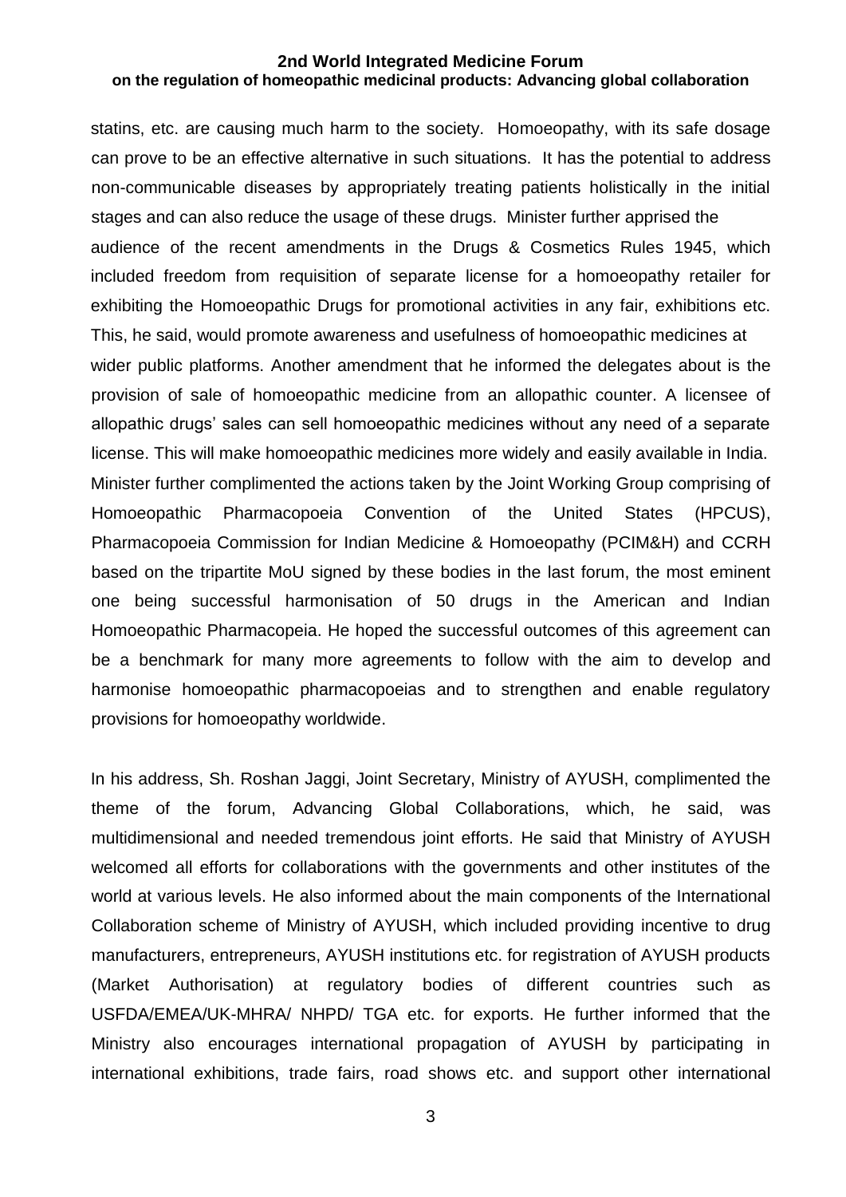statins, etc. are causing much harm to the society. Homoeopathy, with its safe dosage can prove to be an effective alternative in such situations. It has the potential to address non-communicable diseases by appropriately treating patients holistically in the initial stages and can also reduce the usage of these drugs. Minister further apprised the audience of the recent amendments in the Drugs & Cosmetics Rules 1945, which included freedom from requisition of separate license for a homoeopathy retailer for exhibiting the Homoeopathic Drugs for promotional activities in any fair, exhibitions etc. This, he said, would promote awareness and usefulness of homoeopathic medicines at wider public platforms. Another amendment that he informed the delegates about is the provision of sale of homoeopathic medicine from an allopathic counter. A licensee of allopathic drugs' sales can sell homoeopathic medicines without any need of a separate license. This will make homoeopathic medicines more widely and easily available in India. Minister further complimented the actions taken by the Joint Working Group comprising of Homoeopathic Pharmacopoeia Convention of the United States (HPCUS), Pharmacopoeia Commission for Indian Medicine & Homoeopathy (PCIM&H) and CCRH based on the tripartite MoU signed by these bodies in the last forum, the most eminent one being successful harmonisation of 50 drugs in the American and Indian Homoeopathic Pharmacopeia. He hoped the successful outcomes of this agreement can be a benchmark for many more agreements to follow with the aim to develop and harmonise homoeopathic pharmacopoeias and to strengthen and enable regulatory provisions for homoeopathy worldwide.

In his address, Sh. Roshan Jaggi, Joint Secretary, Ministry of AYUSH, complimented the theme of the forum, Advancing Global Collaborations, which, he said, was multidimensional and needed tremendous joint efforts. He said that Ministry of AYUSH welcomed all efforts for collaborations with the governments and other institutes of the world at various levels. He also informed about the main components of the International Collaboration scheme of Ministry of AYUSH, which included providing incentive to drug manufacturers, entrepreneurs, AYUSH institutions etc. for registration of AYUSH products (Market Authorisation) at regulatory bodies of different countries such as USFDA/EMEA/UK-MHRA/ NHPD/ TGA etc. for exports. He further informed that the Ministry also encourages international propagation of AYUSH by participating in international exhibitions, trade fairs, road shows etc. and support other international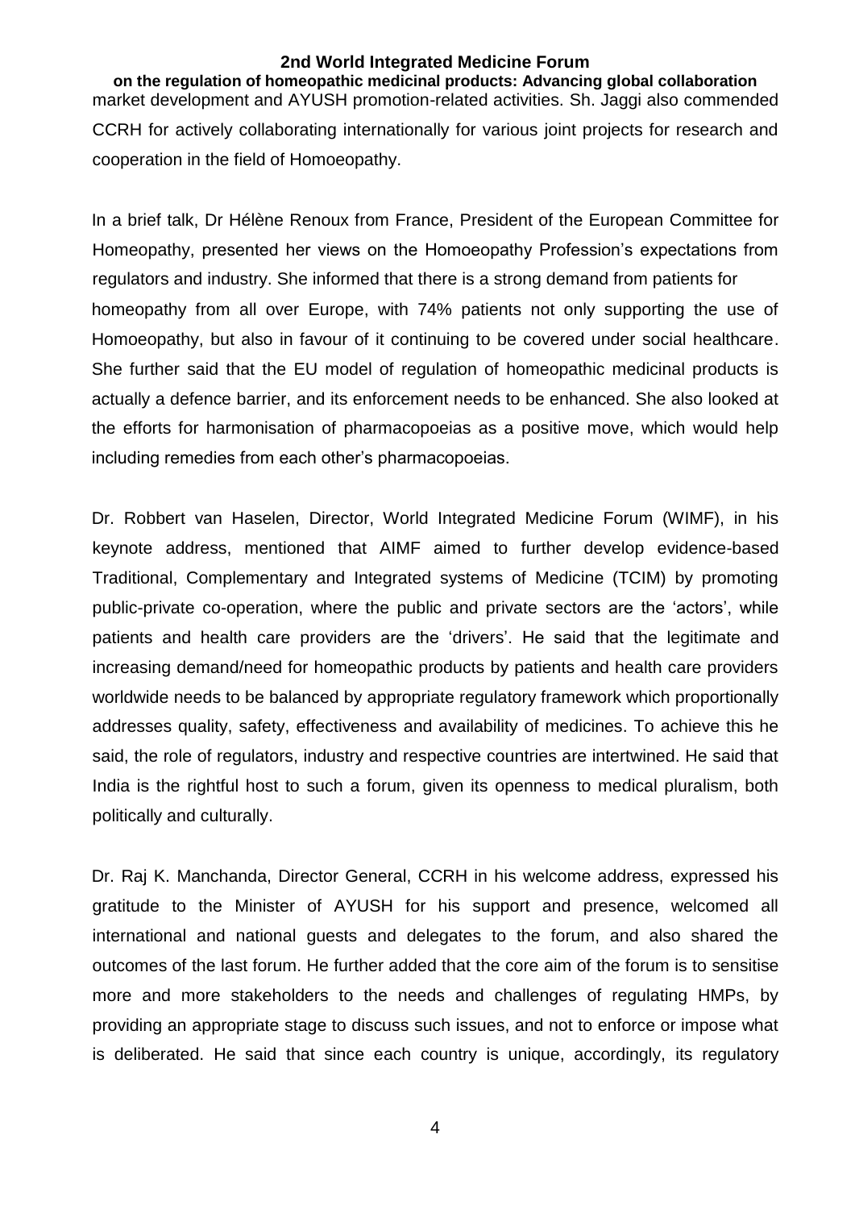market development and AYUSH promotion-related activities. Sh. Jaggi also commended CCRH for actively collaborating internationally for various joint projects for research and cooperation in the field of Homoeopathy.

In a brief talk, Dr Hélène Renoux from France, President of the European Committee for Homeopathy, presented her views on the Homoeopathy Profession's expectations from regulators and industry. She informed that there is a strong demand from patients for homeopathy from all over Europe, with 74% patients not only supporting the use of Homoeopathy, but also in favour of it continuing to be covered under social healthcare. She further said that the EU model of regulation of homeopathic medicinal products is actually a defence barrier, and its enforcement needs to be enhanced. She also looked at the efforts for harmonisation of pharmacopoeias as a positive move, which would help including remedies from each other's pharmacopoeias.

Dr. Robbert van Haselen, Director, World Integrated Medicine Forum (WIMF), in his keynote address, mentioned that AIMF aimed to further develop evidence-based Traditional, Complementary and Integrated systems of Medicine (TCIM) by promoting public-private co-operation, where the public and private sectors are the 'actors', while patients and health care providers are the 'drivers'. He said that the legitimate and increasing demand/need for homeopathic products by patients and health care providers worldwide needs to be balanced by appropriate regulatory framework which proportionally addresses quality, safety, effectiveness and availability of medicines. To achieve this he said, the role of regulators, industry and respective countries are intertwined. He said that India is the rightful host to such a forum, given its openness to medical pluralism, both politically and culturally.

Dr. Raj K. Manchanda, Director General, CCRH in his welcome address, expressed his gratitude to the Minister of AYUSH for his support and presence, welcomed all international and national guests and delegates to the forum, and also shared the outcomes of the last forum. He further added that the core aim of the forum is to sensitise more and more stakeholders to the needs and challenges of regulating HMPs, by providing an appropriate stage to discuss such issues, and not to enforce or impose what is deliberated. He said that since each country is unique, accordingly, its regulatory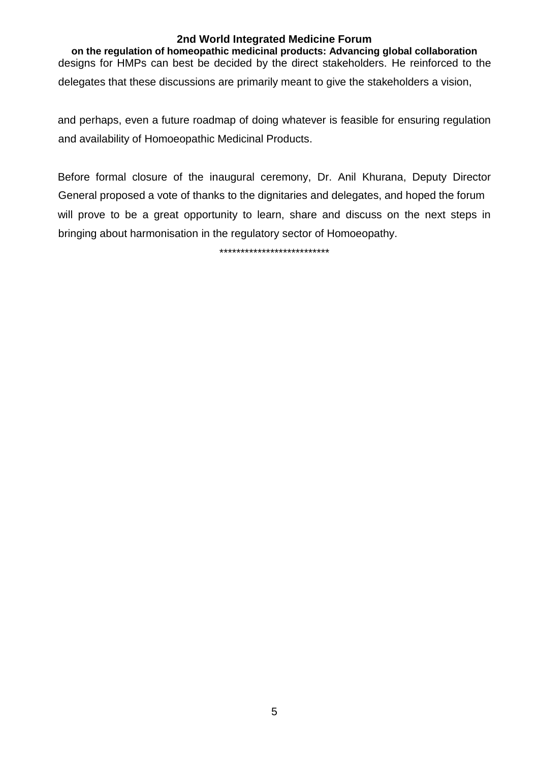designs for HMPs can best be decided by the direct stakeholders. He reinforced to the delegates that these discussions are primarily meant to give the stakeholders a vision,

and perhaps, even a future roadmap of doing whatever is feasible for ensuring regulation and availability of Homoeopathic Medicinal Products.

Before formal closure of the inaugural ceremony, Dr. Anil Khurana, Deputy Director General proposed a vote of thanks to the dignitaries and delegates, and hoped the forum will prove to be a great opportunity to learn, share and discuss on the next steps in bringing about harmonisation in the regulatory sector of Homoeopathy.

**************************